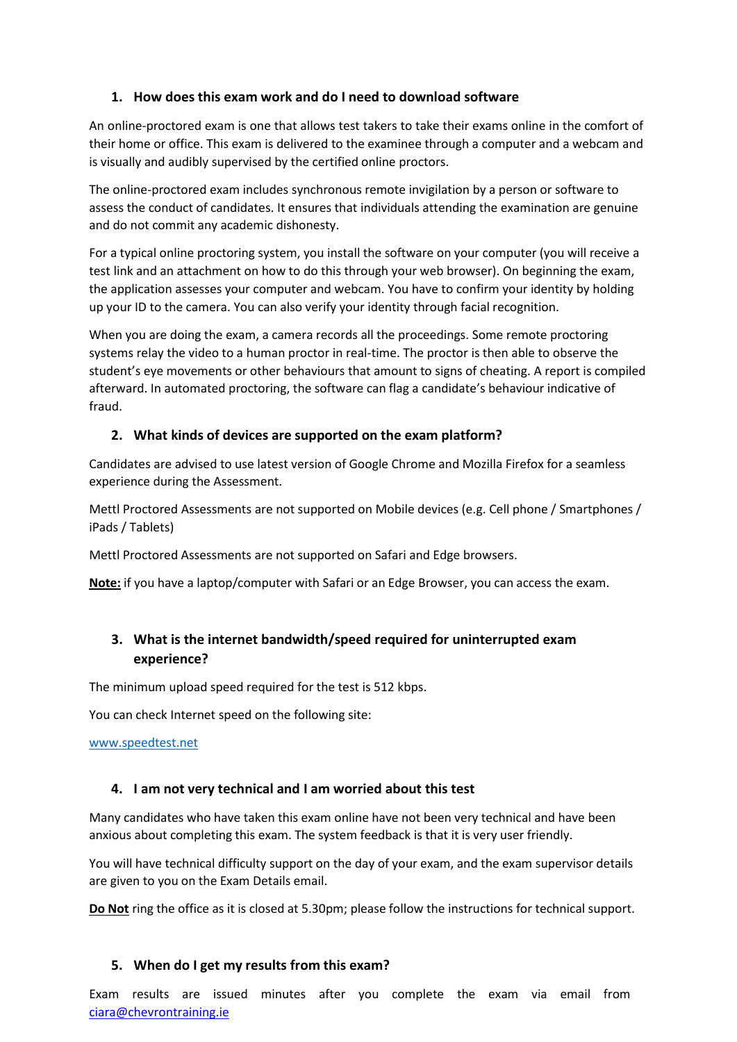## 1. How does this exam work and do I need to download software

An online-proctored exam is one that allows test takers to take their exams online in the comfort of their home or office. This exam is delivered to the examinee through a computer and a webcam and is visually and audibly supervised by the certified online proctors.

The online-proctored exam includes synchronous remote invigilation by a person or software to assess the conduct of candidates. It ensures that individuals attending the examination are genuine and do not commit any academic dishonesty.

For a typical online proctoring system, you install the software on your computer (you will receive a test link and an attachment on how to do this through your web browser). On beginning the exam, the application assesses your computer and webcam. You have to confirm your identity by holding up your ID to the camera. You can also verify your identity through facial recognition.

When you are doing the exam, a camera records all the proceedings. Some remote proctoring systems relay the video to a human proctor in real-time. The proctor is then able to observe the student's eye movements or other behaviours that amount to signs of cheating. A report is compiled afterward. In automated proctoring, the software can flag a candidate's behaviour indicative of fraud.

## 2. What kinds of devices are supported on the exam platform?

Candidates are advised to use latest version of Google Chrome and Mozilla Firefox for a seamless experience during the Assessment.

Mettl Proctored Assessments are not supported on Mobile devices (e.g. Cell phone / Smartphones / iPads / Tablets)

Mettl Proctored Assessments are not supported on Safari and Edge browsers.

**Note:** if you have a laptop/computer with Safari or an Edge Browser, you can access the exam.

## 3. What is the internet bandwidth/speed required for uninterrupted exam experience?

The minimum upload speed required for the test is 512 kbps.

You can check Internet speed on the following site:

www.speedtest.net

## 4. I am not very technical and I am worried about this test

Many candidates who have taken this exam online have not been very technical and have been anxious about completing this exam. The system feedback is that it is very user friendly.

You will have technical difficulty support on the day of your exam, and the exam supervisor details are given to you on the Exam Details email.

**Do Not** ring the office as it is closed at 5.30pm; please follow the instructions for technical support.

## 5. When do I get my results from this exam?

Exam results are issued minutes after you complete the exam via email from ciara@chevrontraining.ie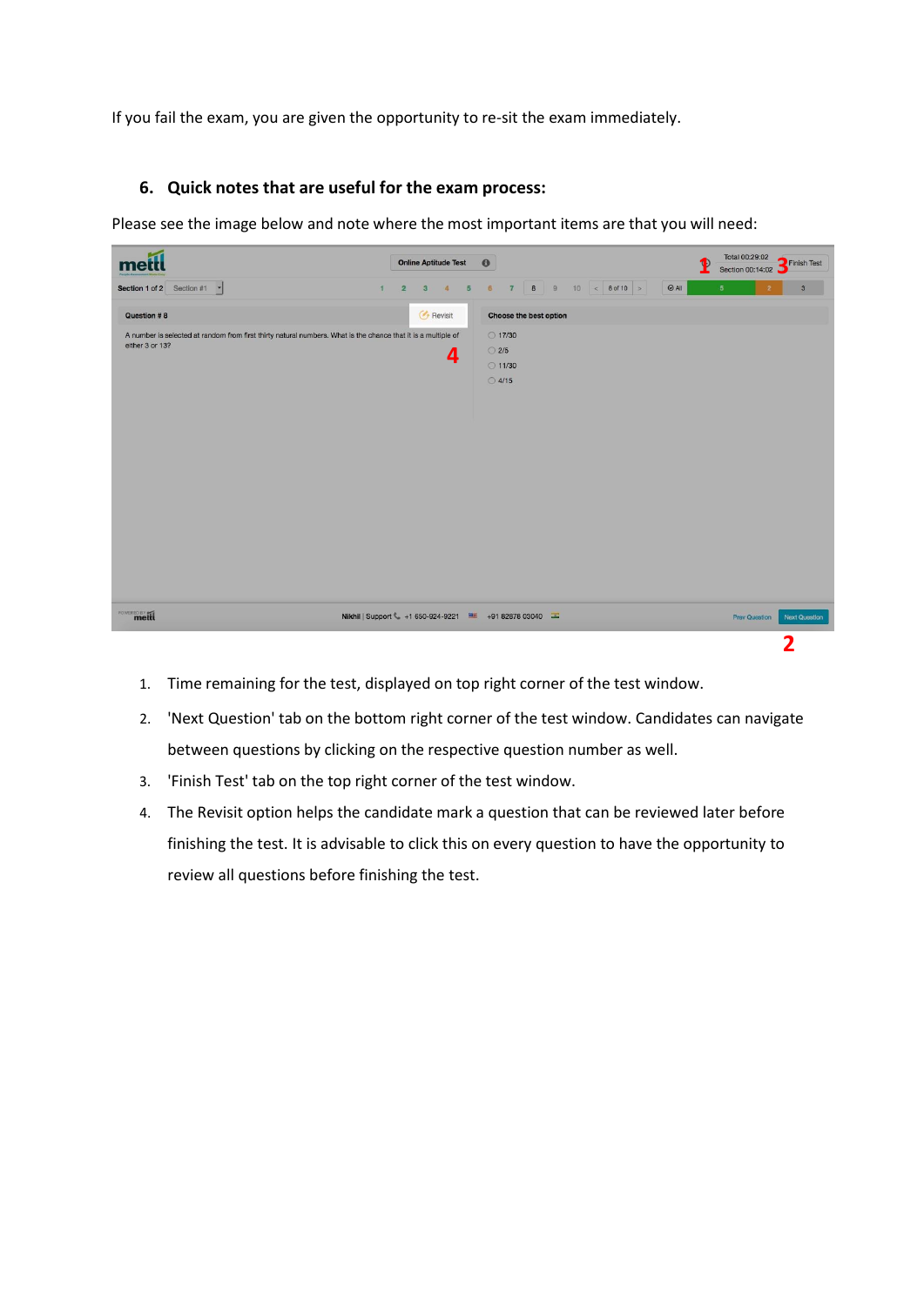If you fail the exam, you are given the opportunity to re-sit the exam immediately.

## 6. Quick notes that are useful for the exam process:

Please see the image below and note where the most important items are that you will need:

1. Time remaining for the test, displayed on top right corner of the test window.
2. 'Next Question' tab on the bottom right corner of the test window. Candidates can navigate between questions by clicking on the respective question number as well.
3. 'Finish Test' tab on the top right corner of the test window.
4. The Revisit option helps the candidate mark a question that can be reviewed later before finishing the test. It is advisable to click this on every question to have the opportunity to review all questions before finishing the test.